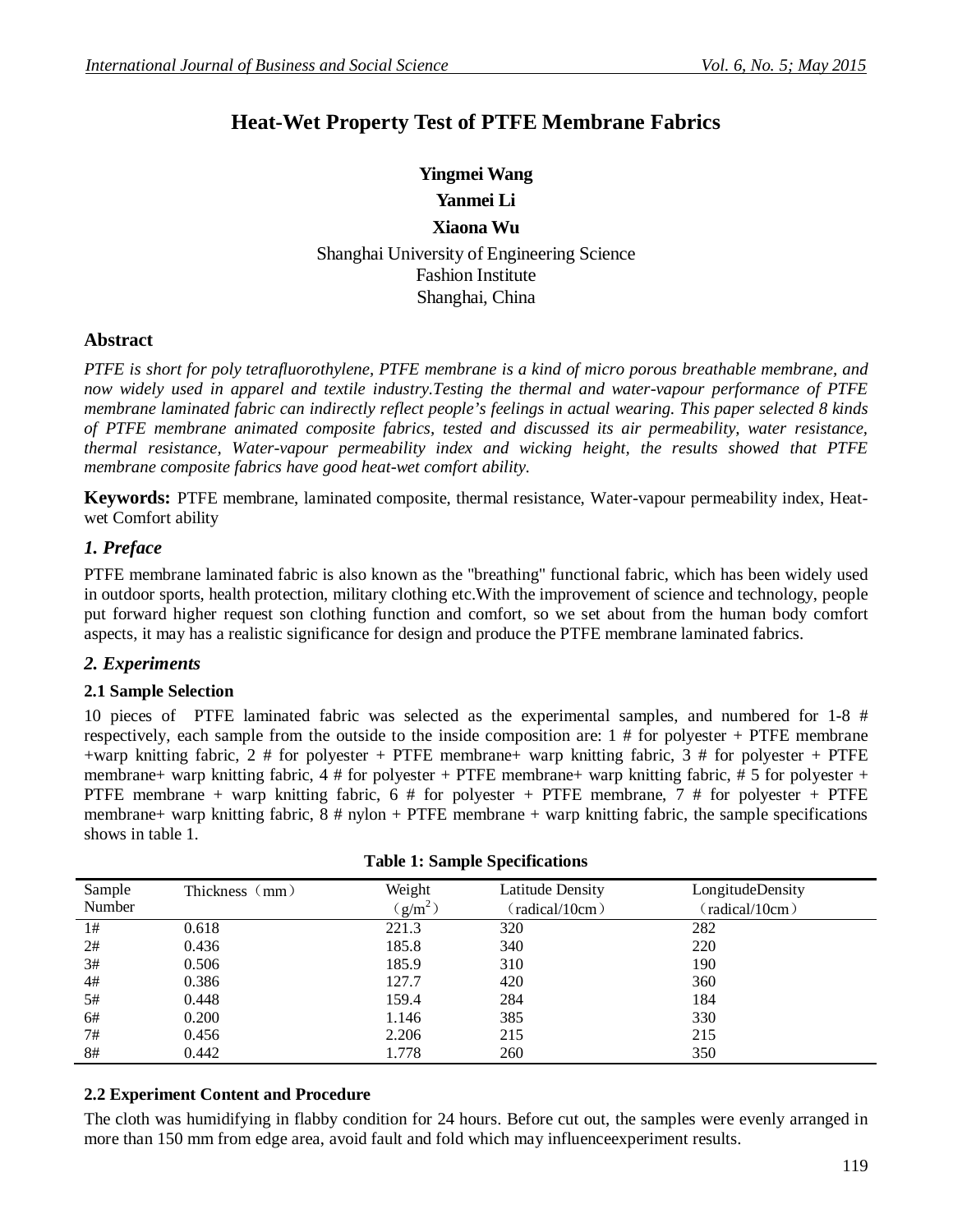# Heat-Wet Property Test of PTFE Membrane Fabrics

**Yingmei Wang**

**Yanmei Li**

**Xiaona Wu**

Shanghai University of Engineering Science
Fashion Institute
Shanghai, China

## Abstract

*PTFE is short for poly tetrafluorothylene, PTFE membrane is a kind of micro porous breathable membrane, and now widely used in apparel and textile industry.Testing the thermal and water-vapour performance of PTFE membrane laminated fabric can indirectly reflect people's feelings in actual wearing. This paper selected 8 kinds of PTFE membrane animated composite fabrics, tested and discussed its air permeability, water resistance, thermal resistance, Water-vapour permeability index and wicking height, the results showed that PTFE membrane composite fabrics have good heat-wet comfort ability.*

**Keywords:** PTFE membrane, laminated composite, thermal resistance, Water-vapour permeability index, Heat-wet Comfort ability

## *1. Preface*

PTFE membrane laminated fabric is also known as the "breathing" functional fabric, which has been widely used in outdoor sports, health protection, military clothing etc.With the improvement of science and technology, people put forward higher request son clothing function and comfort, so we set about from the human body comfort aspects, it may has a realistic significance for design and produce the PTFE membrane laminated fabrics.

## *2. Experiments*

### 2.1 Sample Selection

10 pieces of PTFE laminated fabric was selected as the experimental samples, and numbered for 1-8 # respectively, each sample from the outside to the inside composition are: 1 # for polyester + PTFE membrane +warp knitting fabric, 2 # for polyester + PTFE membrane+ warp knitting fabric, 3 # for polyester + PTFE membrane+ warp knitting fabric, 4 # for polyester + PTFE membrane+ warp knitting fabric, # 5 for polyester + PTFE membrane + warp knitting fabric, 6 # for polyester + PTFE membrane, 7 # for polyester + PTFE membrane+ warp knitting fabric, 8 # nylon + PTFE membrane + warp knitting fabric, the sample specifications shows in table 1.

**Table 1: Sample Specifications**

| Sample Number | Thickness（mm） | Weight（$g/m^2$） | Latitude Density（radical/10cm） | LongitudeDensity（radical/10cm） |
|---|---|---|---|---|
| 1# | 0.618 | 221.3 | 320 | 282 |
| 2# | 0.436 | 185.8 | 340 | 220 |
| 3# | 0.506 | 185.9 | 310 | 190 |
| 4# | 0.386 | 127.7 | 420 | 360 |
| 5# | 0.448 | 159.4 | 284 | 184 |
| 6# | 0.200 | 1.146 | 385 | 330 |
| 7# | 0.456 | 2.206 | 215 | 215 |
| 8# | 0.442 | 1.778 | 260 | 350 |

### 2.2 Experiment Content and Procedure

The cloth was humidifying in flabby condition for 24 hours. Before cut out, the samples were evenly arranged in more than 150 mm from edge area, avoid fault and fold which may influenceexperiment results.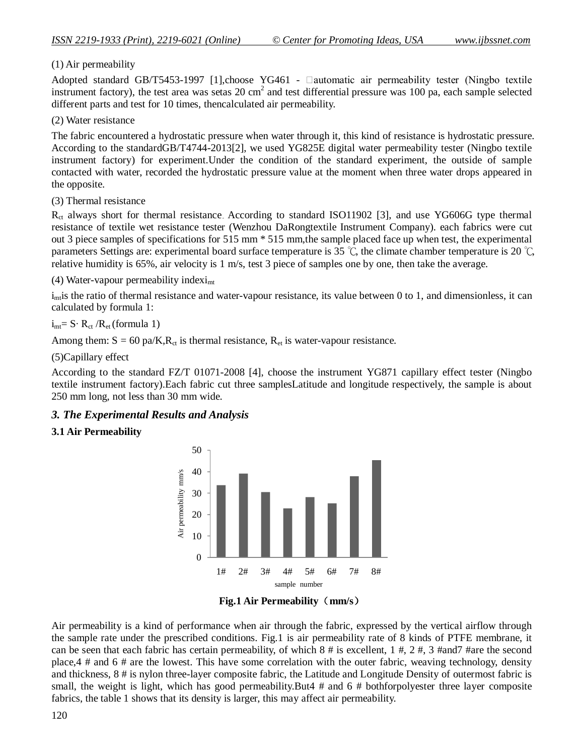(1) Air permeability

Adopted standard GB/T5453-1997 [1],choose YG461 - automatic air permeability tester (Ningbo textile instrument factory), the test area was setas 20 $cm^2$ and test differential pressure was 100 pa, each sample selected different parts and test for 10 times, thencalculated air permeability.

(2) Water resistance

The fabric encountered a hydrostatic pressure when water through it, this kind of resistance is hydrostatic pressure. According to the standardGB/T4744-2013[2], we used YG825E digital water permeability tester (Ningbo textile instrument factory) for experiment.Under the condition of the standard experiment, the outside of sample contacted with water, recorded the hydrostatic pressure value at the moment when three water drops appeared in the opposite.

(3) Thermal resistance

$R_{ct}$ always short for thermal resistance. According to standard ISO11902 [3], and use YG606G type thermal resistance of textile wet resistance tester (Wenzhou DaRongtextile Instrument Company). each fabrics were cut out 3 piece samples of specifications for 515 mm * 515 mm,the sample placed face up when test, the experimental parameters Settings are: experimental board surface temperature is 35 ℃, the climate chamber temperature is 20 ℃, relative humidity is 65%, air velocity is 1 m/s, test 3 piece of samples one by one, then take the average.

(4) Water-vapour permeability index$i_{mt}$

$i_{mt}$is the ratio of thermal resistance and water-vapour resistance, its value between 0 to 1, and dimensionless, it can calculated by formula 1:

$i_{mt}= S\cdot R_{ct} /R_{et}$ (formula 1)

Among them: S = 60 pa/K,$R_{ct}$ is thermal resistance, $R_{et}$ is water-vapour resistance.

(5)Capillary effect

According to the standard FZ/T 01071-2008 [4], choose the instrument YG871 capillary effect tester (Ningbo textile instrument factory).Each fabric cut three samplesLatitude and longitude respectively, the sample is about 250 mm long, not less than 30 mm wide.

### *3. The Experimental Results and Analysis*

**3.1 Air Permeability**

| sample number | 1# | 2# | 3# | 4# | 5# | 6# | 7# | 8# |
|---|---|---|---|---|---|---|---|---|
| Air permeability mm/s | ~33.5 | ~39 | ~30.5 | ~23 | ~28 | ~25 | ~38 | ~45 |

**Fig.1 Air Permeability（mm/s）**

Air permeability is a kind of performance when air through the fabric, expressed by the vertical airflow through the sample rate under the prescribed conditions. Fig.1 is air permeability rate of 8 kinds of PTFE membrane, it can be seen that each fabric has certain permeability, of which 8 # is excellent, 1 #, 2 #, 3 #and7 #are the second place,4 # and 6 # are the lowest. This have some correlation with the outer fabric, weaving technology, density and thickness, 8 # is nylon three-layer composite fabric, the Latitude and Longitude Density of outermost fabric is small, the weight is light, which has good permeability.But4 # and 6 # bothforpolyester three layer composite fabrics, the table 1 shows that its density is larger, this may affect air permeability.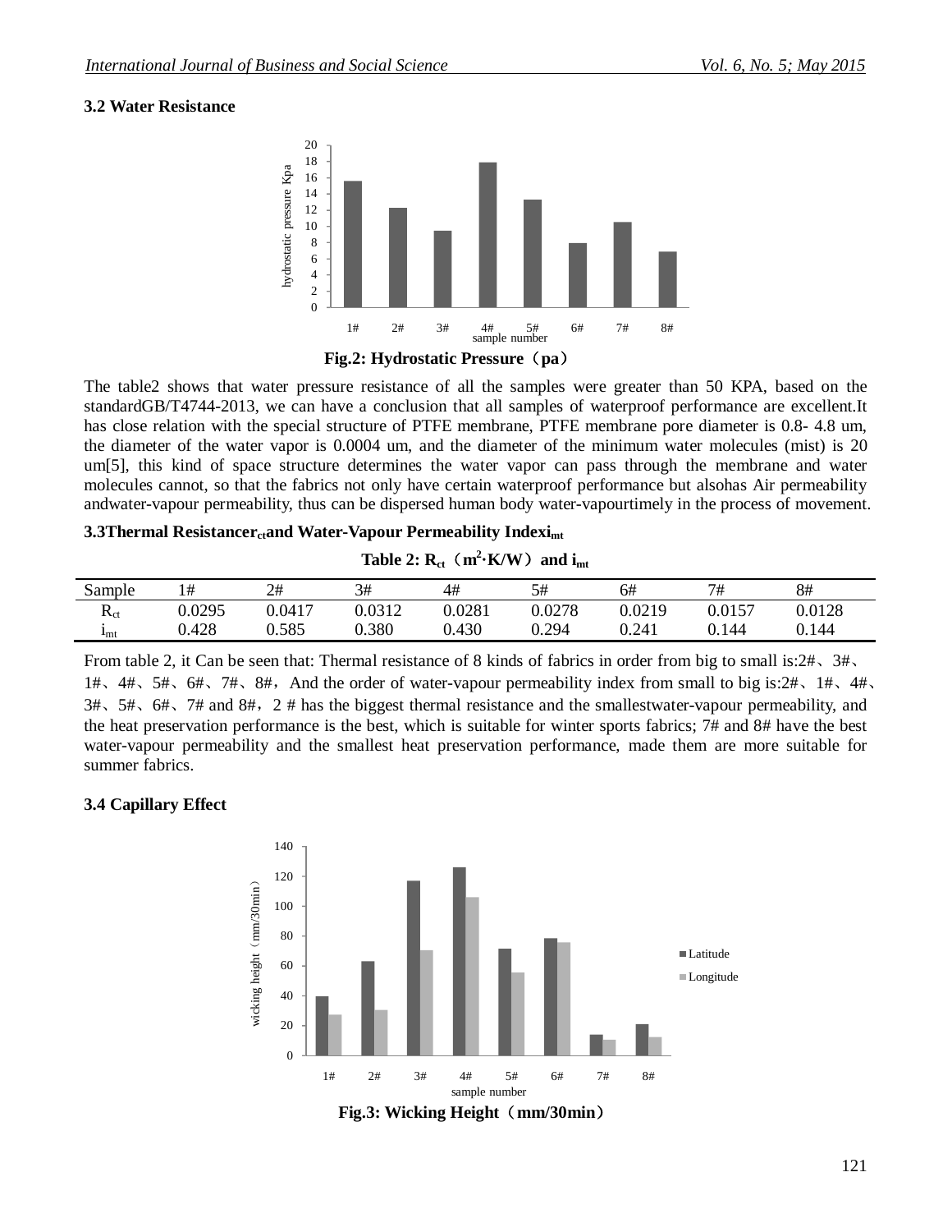### 3.2 Water Resistance

Fig.2: Hydrostatic Pressure（pa）

The table2 shows that water pressure resistance of all the samples were greater than 50 KPA, based on the standardGB/T4744-2013, we can have a conclusion that all samples of waterproof performance are excellent.It has close relation with the special structure of PTFE membrane, PTFE membrane pore diameter is 0.8- 4.8 um, the diameter of the water vapor is 0.0004 um, and the diameter of the minimum water molecules (mist) is 20 um[5], this kind of space structure determines the water vapor can pass through the membrane and water molecules cannot, so that the fabrics not only have certain waterproof performance but alsohas Air permeability andwater-vapour permeability, thus can be dispersed human body water-vapourtimely in the process of movement.

### 3.3Thermal Resistance$R_{ct}$and Water-Vapour Permeability Index$i_{mt}$

**Table 2: $R_{ct}$（$m^2 \cdot K/W$）and $i_{mt}$**

| Sample | 1# | 2# | 3# | 4# | 5# | 6# | 7# | 8# |
|---|---|---|---|---|---|---|---|---|
| $R_{ct}$ | 0.0295 | 0.0417 | 0.0312 | 0.0281 | 0.0278 | 0.0219 | 0.0157 | 0.0128 |
| $i_{mt}$ | 0.428 | 0.585 | 0.380 | 0.430 | 0.294 | 0.241 | 0.144 | 0.144 |

From table 2, it Can be seen that: Thermal resistance of 8 kinds of fabrics in order from big to small is:2#、3#、1#、4#、5#、6#、7#、8#，And the order of water-vapour permeability index from small to big is:2#、1#、4#、3#、5#、6#、7# and 8#，2 # has the biggest thermal resistance and the smallestwater-vapour permeability, and the heat preservation performance is the best, which is suitable for winter sports fabrics; 7# and 8# have the best water-vapour permeability and the smallest heat preservation performance, made them are more suitable for summer fabrics.

### 3.4 Capillary Effect

Fig.3: Wicking Height（mm/30min）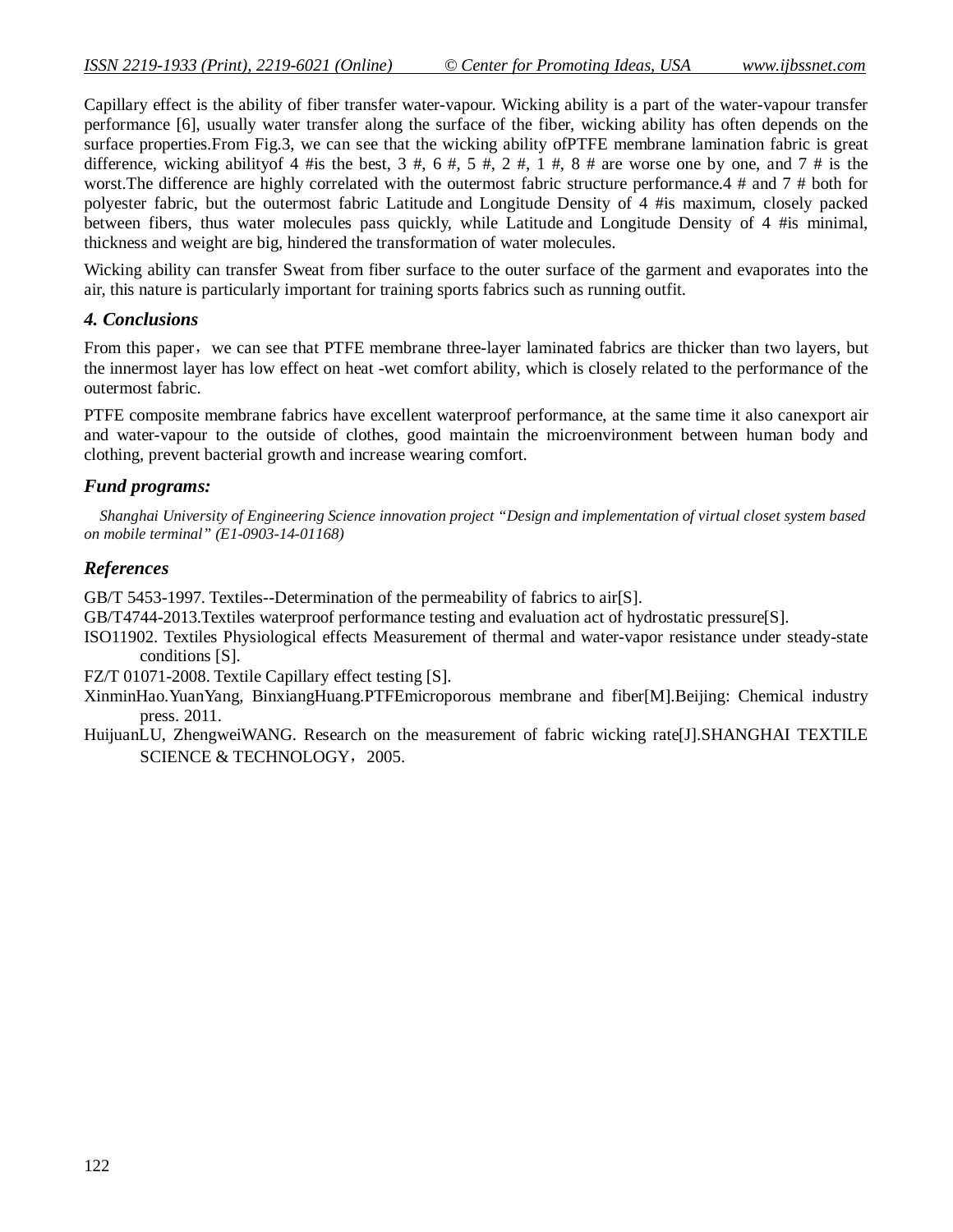Capillary effect is the ability of fiber transfer water-vapour. Wicking ability is a part of the water-vapour transfer performance [6], usually water transfer along the surface of the fiber, wicking ability has often depends on the surface properties.From Fig.3, we can see that the wicking ability ofPTFE membrane lamination fabric is great difference, wicking abilityof 4 #is the best, 3 #, 6 #, 5 #, 2 #, 1 #, 8 # are worse one by one, and 7 # is the worst.The difference are highly correlated with the outermost fabric structure performance.4 # and 7 # both for polyester fabric, but the outermost fabric Latitude and Longitude Density of 4 #is maximum, closely packed between fibers, thus water molecules pass quickly, while Latitude and Longitude Density of 4 #is minimal, thickness and weight are big, hindered the transformation of water molecules.

Wicking ability can transfer Sweat from fiber surface to the outer surface of the garment and evaporates into the air, this nature is particularly important for training sports fabrics such as running outfit.

### *4. Conclusions*

From this paper，we can see that PTFE membrane three-layer laminated fabrics are thicker than two layers, but the innermost layer has low effect on heat -wet comfort ability, which is closely related to the performance of the outermost fabric.

PTFE composite membrane fabrics have excellent waterproof performance, at the same time it also canexport air and water-vapour to the outside of clothes, good maintain the microenvironment between human body and clothing, prevent bacterial growth and increase wearing comfort.

### *Fund programs:*

*Shanghai University of Engineering Science innovation project "Design and implementation of virtual closet system based on mobile terminal" (E1-0903-14-01168)*

### *References*

GB/T 5453-1997. Textiles--Determination of the permeability of fabrics to air[S].

GB/T4744-2013.Textiles waterproof performance testing and evaluation act of hydrostatic pressure[S].

ISO11902. Textiles Physiological effects Measurement of thermal and water-vapor resistance under steady-state conditions [S].

FZ/T 01071-2008. Textile Capillary effect testing [S].

XinminHao.YuanYang, BinxiangHuang.PTFEmicroporous membrane and fiber[M].Beijing: Chemical industry press. 2011.

HuijuanLU, ZhengweiWANG. Research on the measurement of fabric wicking rate[J].SHANGHAI TEXTILE SCIENCE & TECHNOLOGY，2005.